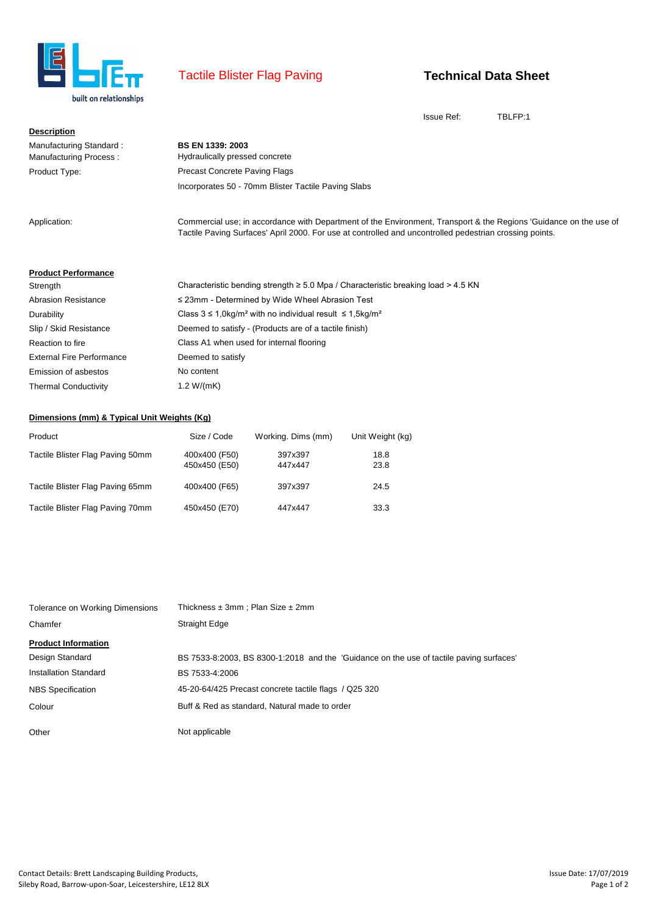# Tactile Blister Flag Paving

## Technical Data Sheet

Issue Ref: TBLFP:1

**Description**

| | |
|---|---|
| Manufacturing Standard : | **BS EN 1339: 2003** |
| Manufacturing Process : | Hydraulically pressed concrete |
| Product Type: | Precast Concrete Paving Flags |
| | Incorporates 50 - 70mm Blister Tactile Paving Slabs |
| Application: | Commercial use; in accordance with Department of the Environment, Transport & the Regions 'Guidance on the use of Tactile Paving Surfaces' April 2000. For use at controlled and uncontrolled pedestrian crossing points. |

**Product Performance**

| | |
|---|---|
| Strength | Characteristic bending strength ≥ 5.0 Mpa / Characteristic breaking load > 4.5 KN |
| Abrasion Resistance | ≤ 23mm - Determined by Wide Wheel Abrasion Test |
| Durability | Class 3 ≤ 1,0kg/m² with no individual result ≤ 1,5kg/m² |
| Slip / Skid Resistance | Deemed to satisfy - (Products are of a tactile finish) |
| Reaction to fire | Class A1 when used for internal flooring |
| External Fire Performance | Deemed to satisfy |
| Emission of asbestos | No content |
| Thermal Conductivity | 1.2 W/(mK) |

**Dimensions (mm) & Typical Unit Weights (Kg)**

| Product | Size / Code | Working. Dims (mm) | Unit Weight (kg) |
|---|---|---|---|
| Tactile Blister Flag Paving 50mm | 400x400 (F50)<br>450x450 (E50) | 397x397<br>447x447 | 18.8<br>23.8 |
| Tactile Blister Flag Paving 65mm | 400x400 (F65) | 397x397 | 24.5 |
| Tactile Blister Flag Paving 70mm | 450x450 (E70) | 447x447 | 33.3 |

| | |
|---|---|
| Tolerance on Working Dimensions | Thickness ± 3mm ; Plan Size ± 2mm |
| Chamfer | Straight Edge |

**Product Information**

| | |
|---|---|
| Design Standard | BS 7533-8:2003, BS 8300-1:2018 and the 'Guidance on the use of tactile paving surfaces' |
| Installation Standard | BS 7533-4:2006 |
| NBS Specification | 45-20-64/425 Precast concrete tactile flags / Q25 320 |
| Colour | Buff & Red as standard, Natural made to order |
| Other | Not applicable |

Contact Details: Brett Landscaping Building Products,
Sileby Road, Barrow-upon-Soar, Leicestershire, LE12 8LX

Issue Date: 17/07/2019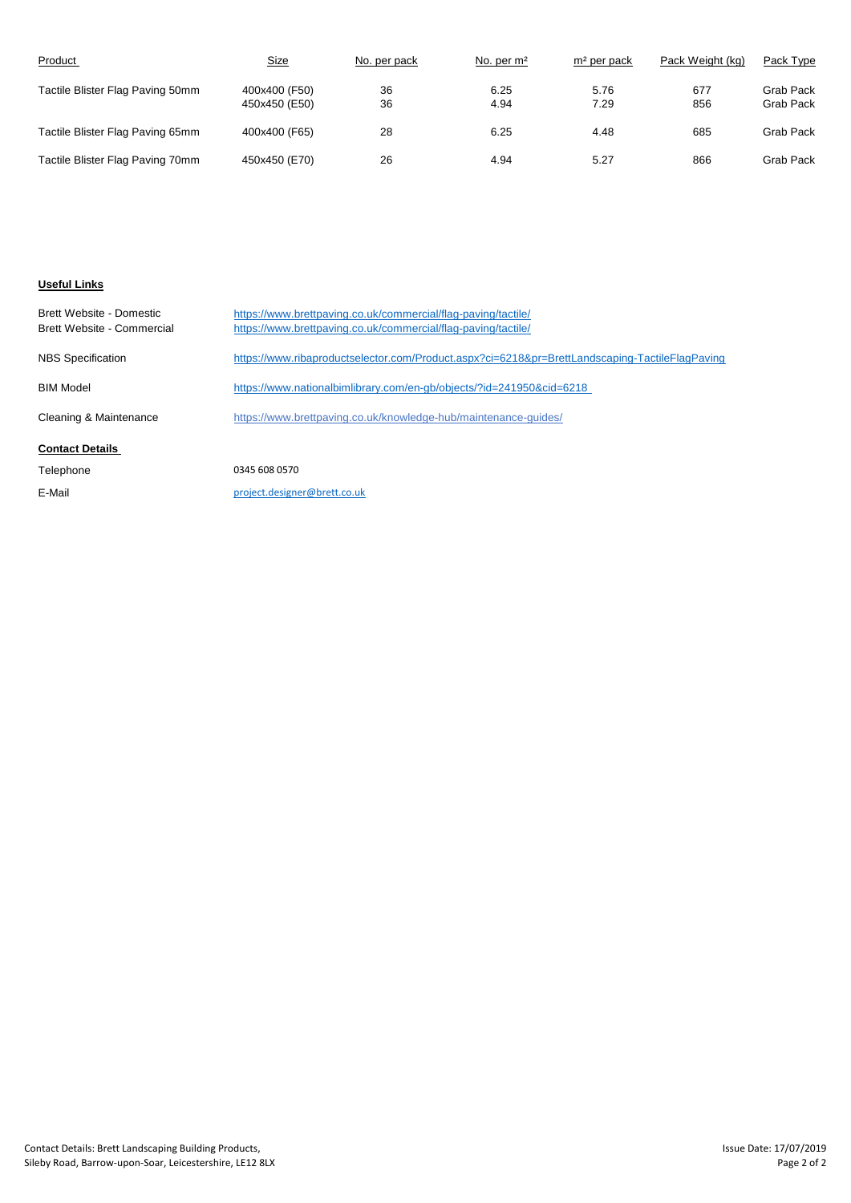| Product | Size | No. per pack | No. per m² | m² per pack | Pack Weight (kg) | Pack Type |
|---|---|---|---|---|---|---|
| Tactile Blister Flag Paving 50mm | 400x400 (F50) | 36 | 6.25 | 5.76 | 677 | Grab Pack |
| | 450x450 (E50) | 36 | 4.94 | 7.29 | 856 | Grab Pack |
| Tactile Blister Flag Paving 65mm | 400x400 (F65) | 28 | 6.25 | 4.48 | 685 | Grab Pack |
| Tactile Blister Flag Paving 70mm | 450x450 (E70) | 26 | 4.94 | 5.27 | 866 | Grab Pack |

**Useful Links**

| | |
|---|---|
| Brett Website - Domestic | https://www.brettpaving.co.uk/commercial/flag-paving/tactile/ |
| Brett Website - Commercial | https://www.brettpaving.co.uk/commercial/flag-paving/tactile/ |
| NBS Specification | https://www.ribaproductselector.com/Product.aspx?ci=6218&pr=BrettLandscaping-TactileFlagPaving |
| BIM Model | https://www.nationalbimlibrary.com/en-gb/objects/?id=241950&cid=6218 |
| Cleaning & Maintenance | https://www.brettpaving.co.uk/knowledge-hub/maintenance-guides/ |

**Contact Details**

| | |
|---|---|
| Telephone | 0345 608 0570 |
| E-Mail | project.designer@brett.co.uk |

Contact Details: Brett Landscaping Building Products,
Sileby Road, Barrow-upon-Soar, Leicestershire, LE12 8LX

Issue Date: 17/07/2019